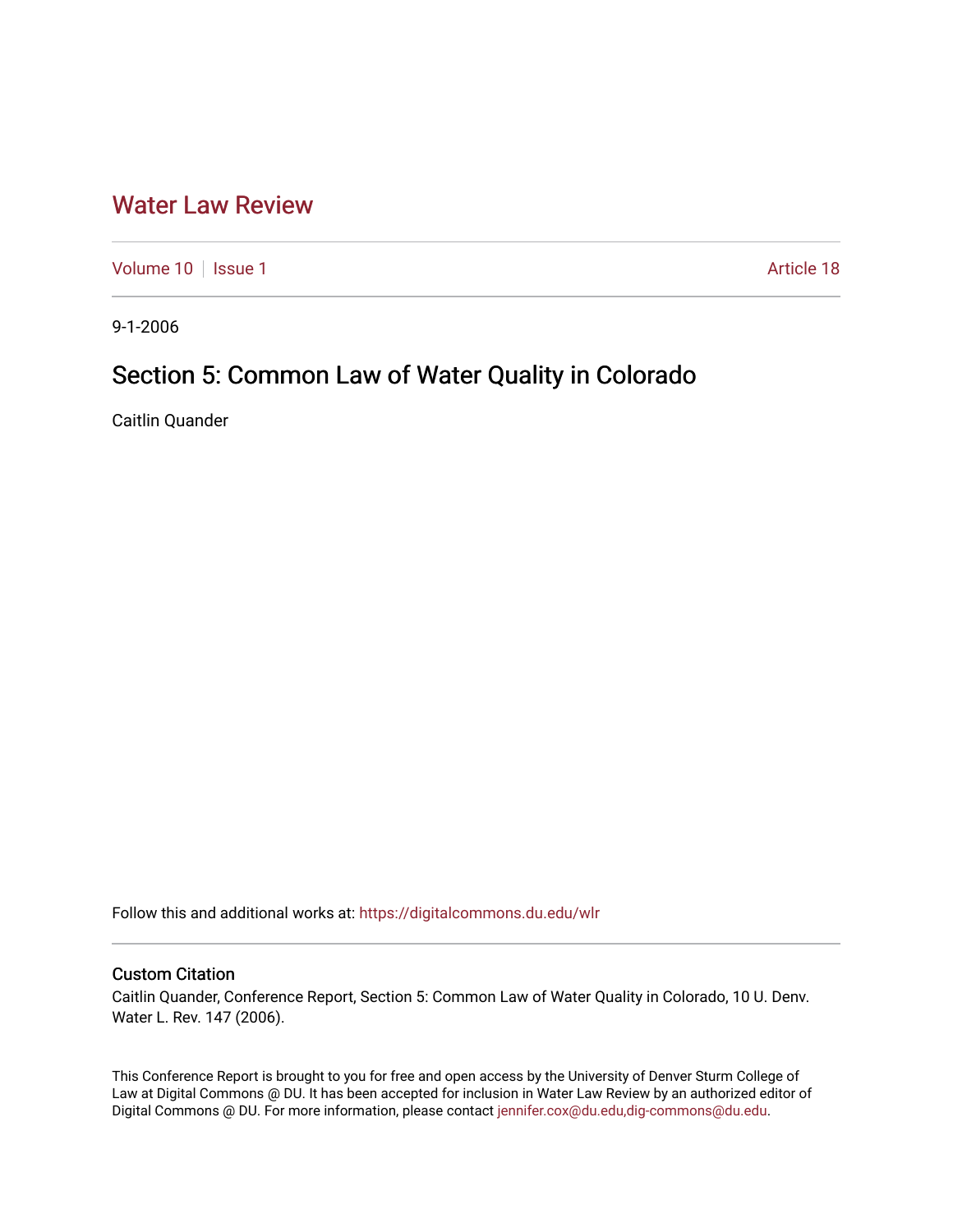# Water Law Review

Volume 10 | Issue 1 Article 18

9-1-2006

## Section 5: Common Law of Water Quality in Colorado

Caitlin Quander

Follow this and additional works at: https://digitalcommons.du.edu/wlr

### Custom Citation

Caitlin Quander, Conference Report, Section 5: Common Law of Water Quality in Colorado, 10 U. Denv. Water L. Rev. 147 (2006).

This Conference Report is brought to you for free and open access by the University of Denver Sturm College of Law at Digital Commons @ DU. It has been accepted for inclusion in Water Law Review by an authorized editor of Digital Commons @ DU. For more information, please contact jennifer.cox@du.edu,dig-commons@du.edu.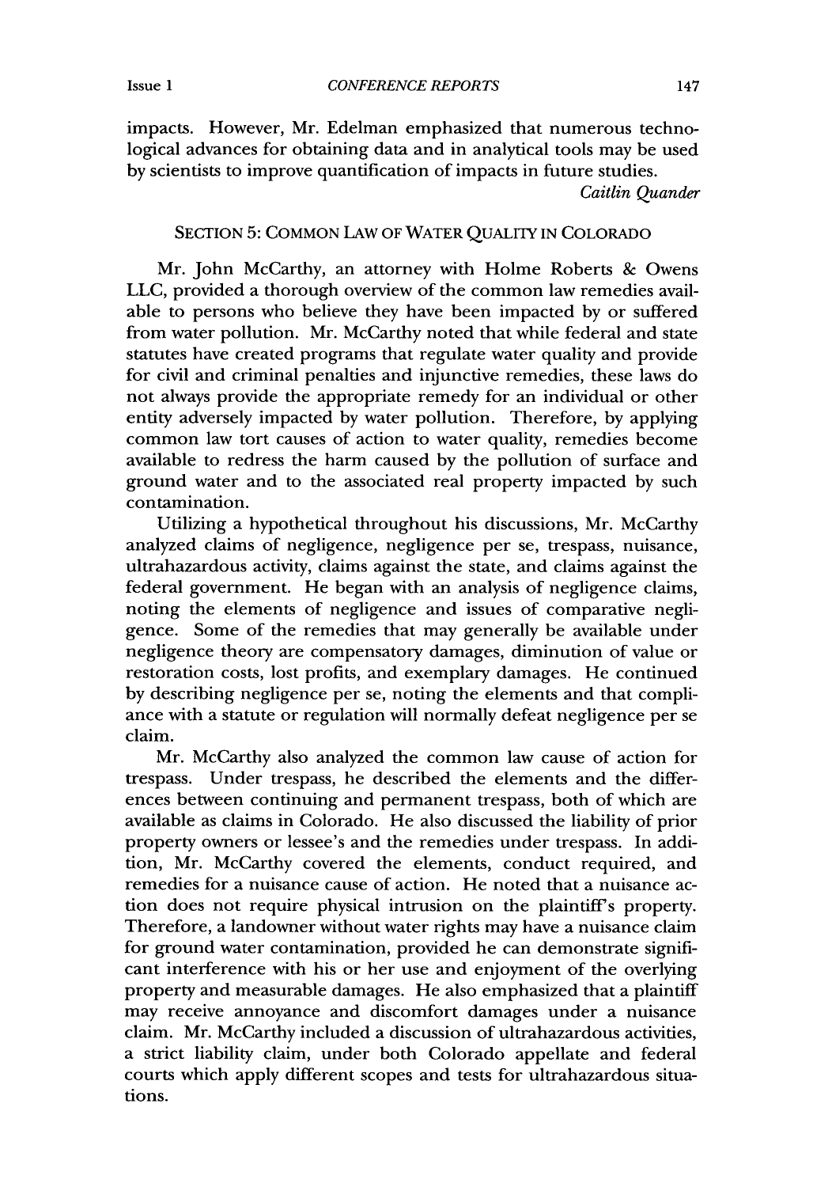impacts. However, Mr. Edelman emphasized that numerous technological advances for obtaining data and in analytical tools may be used by scientists to improve quantification of impacts in future studies.

*Caitlin Quander*

## SECTION 5: COMMON LAW OF WATER QUALITY IN COLORADO

Mr. John McCarthy, an attorney with Holme Roberts & Owens LLC, provided a thorough overview of the common law remedies available to persons who believe they have been impacted by or suffered from water pollution. Mr. McCarthy noted that while federal and state statutes have created programs that regulate water quality and provide for civil and criminal penalties and injunctive remedies, these laws do not always provide the appropriate remedy for an individual or other entity adversely impacted by water pollution. Therefore, by applying common law tort causes of action to water quality, remedies become available to redress the harm caused by the pollution of surface and ground water and to the associated real property impacted by such contamination.

Utilizing a hypothetical throughout his discussions, Mr. McCarthy analyzed claims of negligence, negligence per se, trespass, nuisance, ultrahazardous activity, claims against the state, and claims against the federal government. He began with an analysis of negligence claims, noting the elements of negligence and issues of comparative negligence. Some of the remedies that may generally be available under negligence theory are compensatory damages, diminution of value or restoration costs, lost profits, and exemplary damages. He continued by describing negligence per se, noting the elements and that compliance with a statute or regulation will normally defeat negligence per se claim.

Mr. McCarthy also analyzed the common law cause of action for trespass. Under trespass, he described the elements and the differences between continuing and permanent trespass, both of which are available as claims in Colorado. He also discussed the liability of prior property owners or lessee's and the remedies under trespass. In addition, Mr. McCarthy covered the elements, conduct required, and remedies for a nuisance cause of action. He noted that a nuisance action does not require physical intrusion on the plaintiff's property. Therefore, a landowner without water rights may have a nuisance claim for ground water contamination, provided he can demonstrate significant interference with his or her use and enjoyment of the overlying property and measurable damages. He also emphasized that a plaintiff may receive annoyance and discomfort damages under a nuisance claim. Mr. McCarthy included a discussion of ultrahazardous activities, a strict liability claim, under both Colorado appellate and federal courts which apply different scopes and tests for ultrahazardous situations.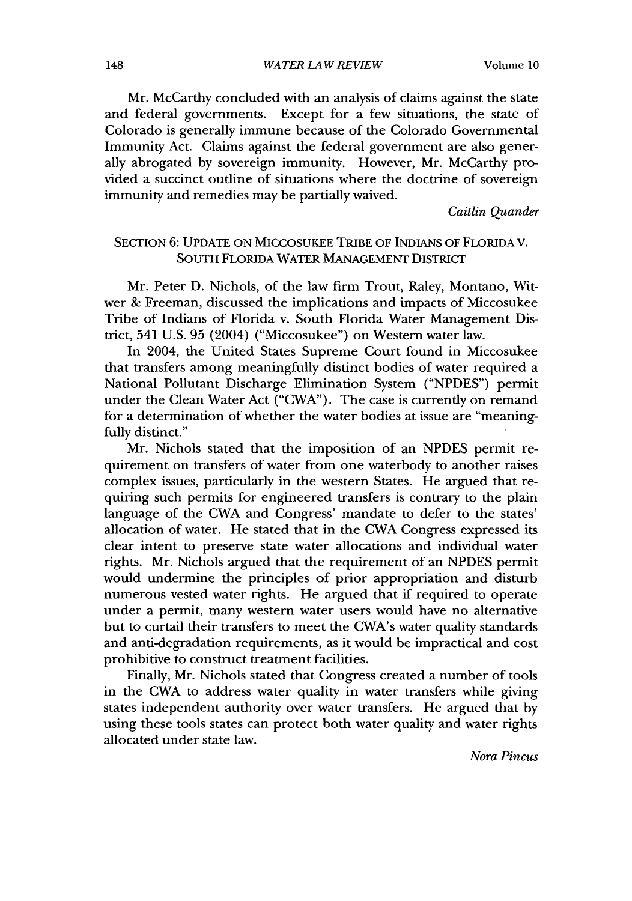Mr. McCarthy concluded with an analysis of claims against the state and federal governments. Except for a few situations, the state of Colorado is generally immune because of the Colorado Governmental Immunity Act. Claims against the federal government are also generally abrogated by sovereign immunity. However, Mr. McCarthy provided a succinct outline of situations where the doctrine of sovereign immunity and remedies may be partially waived.

*Caitlin Quander*

## SECTION 6: UPDATE ON MICCOSUKEE TRIBE OF INDIANS OF FLORIDA V. SOUTH FLORIDA WATER MANAGEMENT DISTRICT

Mr. Peter D. Nichols, of the law firm Trout, Raley, Montano, Witwer & Freeman, discussed the implications and impacts of Miccosukee Tribe of Indians of Florida v. South Florida Water Management District, 541 U.S. 95 (2004) ("Miccosukee") on Western water law.

In 2004, the United States Supreme Court found in Miccosukee that transfers among meaningfully distinct bodies of water required a National Pollutant Discharge Elimination System ("NPDES") permit under the Clean Water Act ("CWA"). The case is currently on remand for a determination of whether the water bodies at issue are "meaningfully distinct."

Mr. Nichols stated that the imposition of an NPDES permit requirement on transfers of water from one waterbody to another raises complex issues, particularly in the western States. He argued that requiring such permits for engineered transfers is contrary to the plain language of the CWA and Congress' mandate to defer to the states' allocation of water. He stated that in the CWA Congress expressed its clear intent to preserve state water allocations and individual water rights. Mr. Nichols argued that the requirement of an NPDES permit would undermine the principles of prior appropriation and disturb numerous vested water rights. He argued that if required to operate under a permit, many western water users would have no alternative but to curtail their transfers to meet the CWA's water quality standards and anti-degradation requirements, as it would be impractical and cost prohibitive to construct treatment facilities.

Finally, Mr. Nichols stated that Congress created a number of tools in the CWA to address water quality in water transfers while giving states independent authority over water transfers. He argued that by using these tools states can protect both water quality and water rights allocated under state law.

*Nora Pincus*